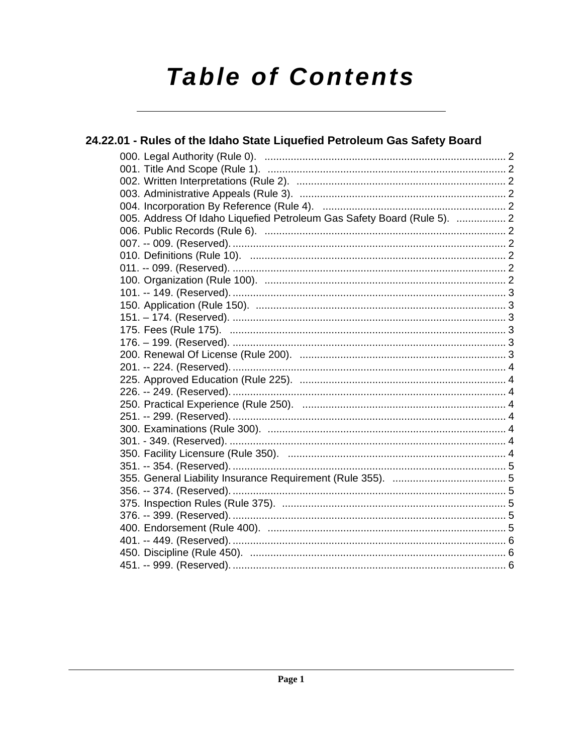# Table of Contents

## 24.22.01 - Rules of the Idaho State Liquefied Petroleum Gas Safety Board

000. Legal Authority (Rule 0). ..................................................................................... 2
001. Title And Scope (Rule 1). ..................................................................................... 2
002. Written Interpretations (Rule 2). ........................................................................ 2
003. Administrative Appeals (Rule 3). ....................................................................... 2
004. Incorporation By Reference (Rule 4). ............................................................... 2
005. Address Of Idaho Liquefied Petroleum Gas Safety Board (Rule 5). ................. 2
006. Public Records (Rule 6). ..................................................................................... 2
007. -- 009. (Reserved). .............................................................................................. 2
010. Definitions (Rule 10). ......................................................................................... 2
011. -- 099. (Reserved). .............................................................................................. 2
100. Organization (Rule 100). .................................................................................... 2
101. -- 149. (Reserved). .............................................................................................. 3
150. Application (Rule 150). ...................................................................................... 3
151. – 174. (Reserved). .............................................................................................. 3
175. Fees (Rule 175). ................................................................................................ 3
176. – 199. (Reserved). .............................................................................................. 3
200. Renewal Of License (Rule 200). ....................................................................... 3
201. -- 224. (Reserved). .............................................................................................. 4
225. Approved Education (Rule 225). ....................................................................... 4
226. -- 249. (Reserved). .............................................................................................. 4
250. Practical Experience (Rule 250). ...................................................................... 4
251. -- 299. (Reserved). .............................................................................................. 4
300. Examinations (Rule 300). .................................................................................. 4
301. - 349. (Reserved). ............................................................................................... 4
350. Facility Licensure (Rule 350). ........................................................................... 4
351. -- 354. (Reserved). .............................................................................................. 5
355. General Liability Insurance Requirement (Rule 355). ....................................... 5
356. -- 374. (Reserved). .............................................................................................. 5
375. Inspection Rules (Rule 375). ............................................................................. 5
376. -- 399. (Reserved). .............................................................................................. 5
400. Endorsement (Rule 400). .................................................................................. 5
401. -- 449. (Reserved). .............................................................................................. 6
450. Discipline (Rule 450). ........................................................................................ 6
451. -- 999. (Reserved). .............................................................................................. 6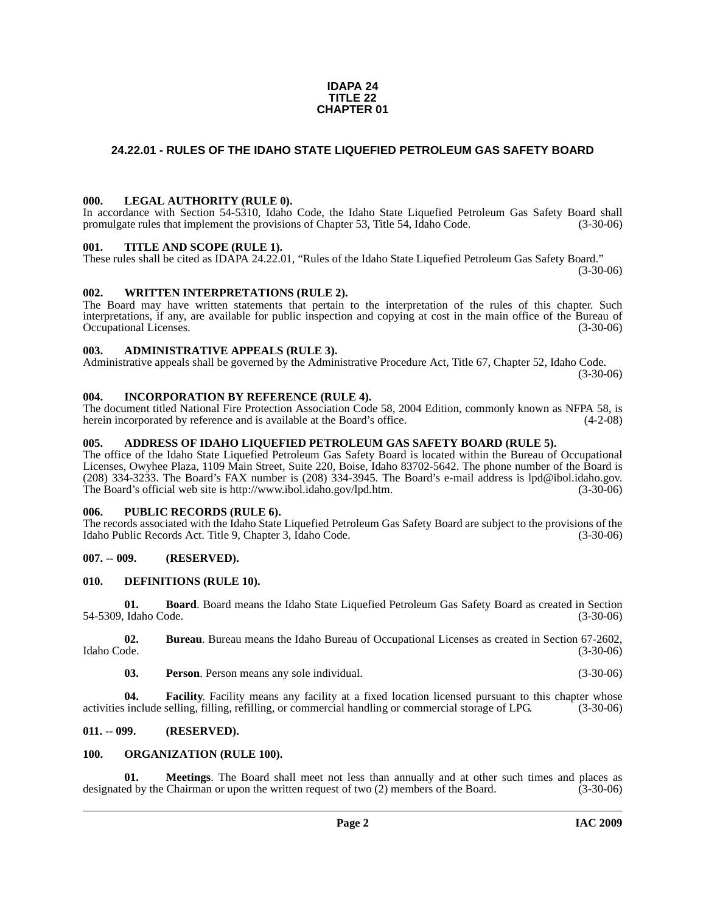**IDAPA 24**
**TITLE 22**
**CHAPTER 01**

## 24.22.01 - RULES OF THE IDAHO STATE LIQUEFIED PETROLEUM GAS SAFETY BOARD

### 000. LEGAL AUTHORITY (RULE 0).

In accordance with Section 54-5310, Idaho Code, the Idaho State Liquefied Petroleum Gas Safety Board shall promulgate rules that implement the provisions of Chapter 53, Title 54, Idaho Code. (3-30-06)

### 001. TITLE AND SCOPE (RULE 1).

These rules shall be cited as IDAPA 24.22.01, "Rules of the Idaho State Liquefied Petroleum Gas Safety Board." (3-30-06)

### 002. WRITTEN INTERPRETATIONS (RULE 2).

The Board may have written statements that pertain to the interpretation of the rules of this chapter. Such interpretations, if any, are available for public inspection and copying at cost in the main office of the Bureau of Occupational Licenses. (3-30-06)

### 003. ADMINISTRATIVE APPEALS (RULE 3).

Administrative appeals shall be governed by the Administrative Procedure Act, Title 67, Chapter 52, Idaho Code. (3-30-06)

### 004. INCORPORATION BY REFERENCE (RULE 4).

The document titled National Fire Protection Association Code 58, 2004 Edition, commonly known as NFPA 58, is herein incorporated by reference and is available at the Board's office. (4-2-08)

### 005. ADDRESS OF IDAHO LIQUEFIED PETROLEUM GAS SAFETY BOARD (RULE 5).

The office of the Idaho State Liquefied Petroleum Gas Safety Board is located within the Bureau of Occupational Licenses, Owyhee Plaza, 1109 Main Street, Suite 220, Boise, Idaho 83702-5642. The phone number of the Board is (208) 334-3233. The Board's FAX number is (208) 334-3945. The Board's e-mail address is lpd@ibol.idaho.gov. The Board's official web site is http://www.ibol.idaho.gov/lpd.htm. (3-30-06)

### 006. PUBLIC RECORDS (RULE 6).

The records associated with the Idaho State Liquefied Petroleum Gas Safety Board are subject to the provisions of the Idaho Public Records Act. Title 9, Chapter 3, Idaho Code. (3-30-06)

### 007. -- 009. (RESERVED).

### 010. DEFINITIONS (RULE 10).

**01. Board**. Board means the Idaho State Liquefied Petroleum Gas Safety Board as created in Section 54-5309, Idaho Code. (3-30-06)

**02. Bureau**. Bureau means the Idaho Bureau of Occupational Licenses as created in Section 67-2602, Idaho Code. (3-30-06)

**03. Person**. Person means any sole individual. (3-30-06)

**04. Facility**. Facility means any facility at a fixed location licensed pursuant to this chapter whose activities include selling, filling, refilling, or commercial handling or commercial storage of LPG. (3-30-06)

### 011. -- 099. (RESERVED).

### 100. ORGANIZATION (RULE 100).

**01. Meetings**. The Board shall meet not less than annually and at other such times and places as designated by the Chairman or upon the written request of two (2) members of the Board. (3-30-06)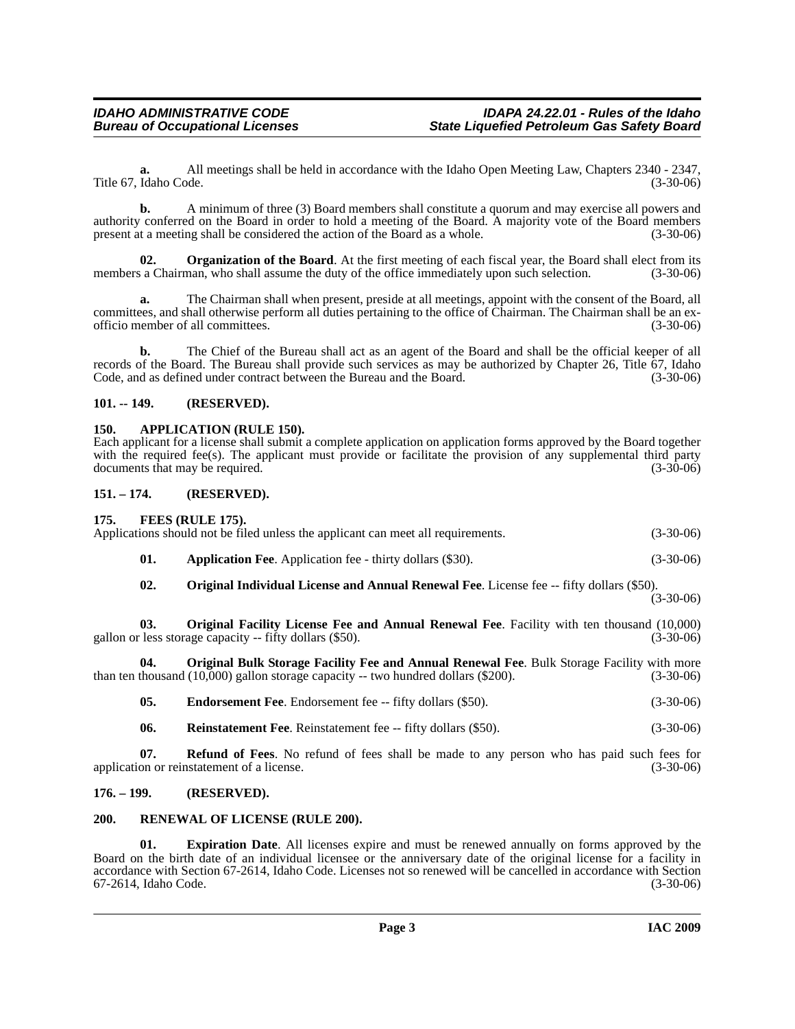**a.** All meetings shall be held in accordance with the Idaho Open Meeting Law, Chapters 2340 - 2347, Title 67, Idaho Code. (3-30-06)

**b.** A minimum of three (3) Board members shall constitute a quorum and may exercise all powers and authority conferred on the Board in order to hold a meeting of the Board. A majority vote of the Board members present at a meeting shall be considered the action of the Board as a whole. (3-30-06)

**02. Organization of the Board**. At the first meeting of each fiscal year, the Board shall elect from its members a Chairman, who shall assume the duty of the office immediately upon such selection. (3-30-06)

**a.** The Chairman shall when present, preside at all meetings, appoint with the consent of the Board, all committees, and shall otherwise perform all duties pertaining to the office of Chairman. The Chairman shall be an ex-officio member of all committees. (3-30-06)

**b.** The Chief of the Bureau shall act as an agent of the Board and shall be the official keeper of all records of the Board. The Bureau shall provide such services as may be authorized by Chapter 26, Title 67, Idaho Code, and as defined under contract between the Bureau and the Board. (3-30-06)

## 101. -- 149. (RESERVED).

## 150. APPLICATION (RULE 150).

Each applicant for a license shall submit a complete application on application forms approved by the Board together with the required fee(s). The applicant must provide or facilitate the provision of any supplemental third party documents that may be required. (3-30-06)

## 151. – 174. (RESERVED).

## 175. FEES (RULE 175).

Applications should not be filed unless the applicant can meet all requirements. (3-30-06)

**01. Application Fee**. Application fee - thirty dollars ($30). (3-30-06)

**02. Original Individual License and Annual Renewal Fee**. License fee -- fifty dollars ($50). (3-30-06)

**03. Original Facility License Fee and Annual Renewal Fee**. Facility with ten thousand (10,000) gallon or less storage capacity -- fifty dollars ($50). (3-30-06)

**04. Original Bulk Storage Facility Fee and Annual Renewal Fee**. Bulk Storage Facility with more than ten thousand (10,000) gallon storage capacity -- two hundred dollars ($200). (3-30-06)

**05. Endorsement Fee**. Endorsement fee -- fifty dollars ($50). (3-30-06)

**06. Reinstatement Fee**. Reinstatement fee -- fifty dollars ($50). (3-30-06)

**07. Refund of Fees**. No refund of fees shall be made to any person who has paid such fees for application or reinstatement of a license. (3-30-06)

## 176. – 199. (RESERVED).

## 200. RENEWAL OF LICENSE (RULE 200).

**01. Expiration Date**. All licenses expire and must be renewed annually on forms approved by the Board on the birth date of an individual licensee or the anniversary date of the original license for a facility in accordance with Section 67-2614, Idaho Code. Licenses not so renewed will be cancelled in accordance with Section 67-2614, Idaho Code. (3-30-06)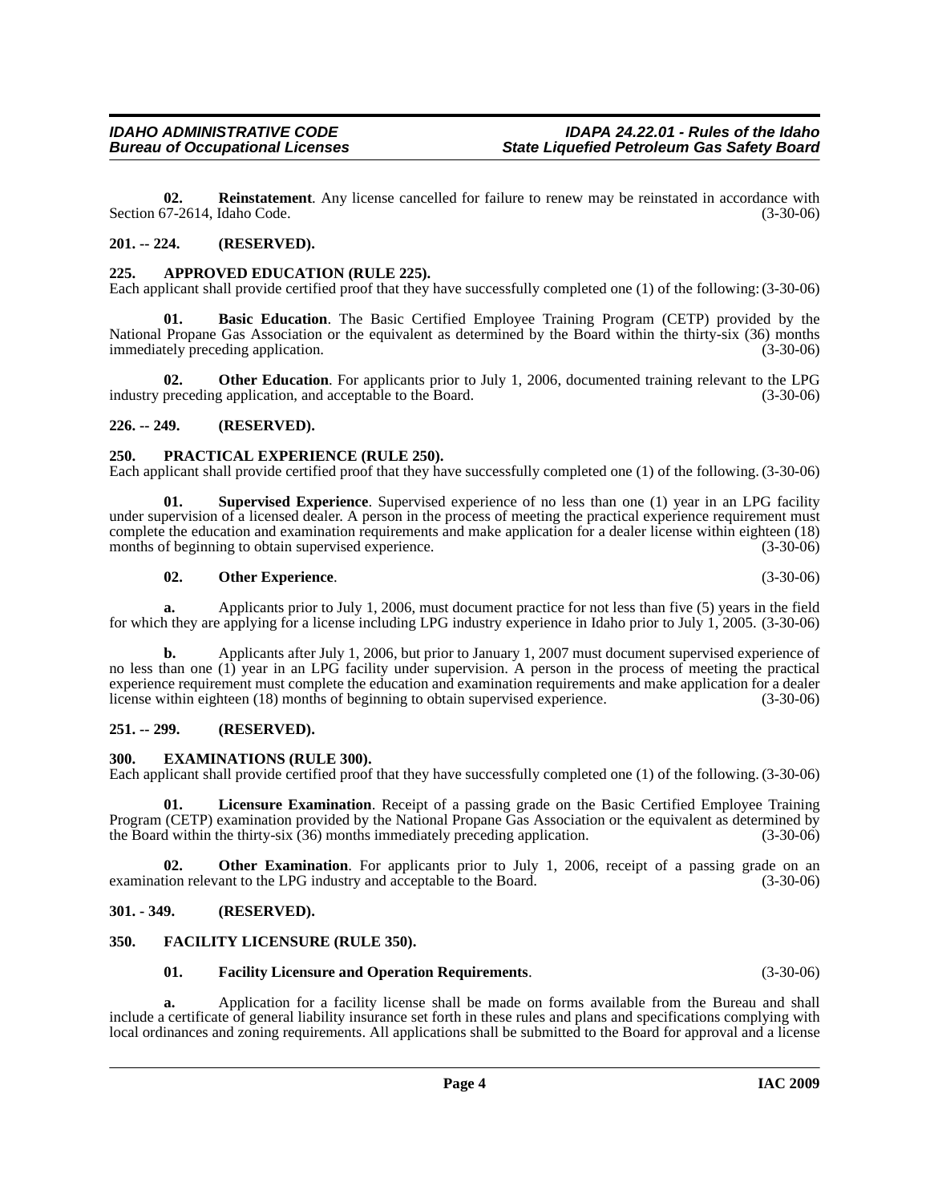**02. Reinstatement**. Any license cancelled for failure to renew may be reinstated in accordance with Section 67-2614, Idaho Code. (3-30-06)

## 201. -- 224. (RESERVED).

## 225. APPROVED EDUCATION (RULE 225).

Each applicant shall provide certified proof that they have successfully completed one (1) of the following: (3-30-06)

**01. Basic Education**. The Basic Certified Employee Training Program (CETP) provided by the National Propane Gas Association or the equivalent as determined by the Board within the thirty-six (36) months immediately preceding application. (3-30-06)

**02. Other Education**. For applicants prior to July 1, 2006, documented training relevant to the LPG industry preceding application, and acceptable to the Board. (3-30-06)

## 226. -- 249. (RESERVED).

## 250. PRACTICAL EXPERIENCE (RULE 250).

Each applicant shall provide certified proof that they have successfully completed one (1) of the following. (3-30-06)

**01. Supervised Experience**. Supervised experience of no less than one (1) year in an LPG facility under supervision of a licensed dealer. A person in the process of meeting the practical experience requirement must complete the education and examination requirements and make application for a dealer license within eighteen (18) months of beginning to obtain supervised experience. (3-30-06)

**02. Other Experience**. (3-30-06)

**a.** Applicants prior to July 1, 2006, must document practice for not less than five (5) years in the field for which they are applying for a license including LPG industry experience in Idaho prior to July 1, 2005. (3-30-06)

**b.** Applicants after July 1, 2006, but prior to January 1, 2007 must document supervised experience of no less than one (1) year in an LPG facility under supervision. A person in the process of meeting the practical experience requirement must complete the education and examination requirements and make application for a dealer license within eighteen (18) months of beginning to obtain supervised experience. (3-30-06)

## 251. -- 299. (RESERVED).

## 300. EXAMINATIONS (RULE 300).

Each applicant shall provide certified proof that they have successfully completed one (1) of the following. (3-30-06)

**01. Licensure Examination**. Receipt of a passing grade on the Basic Certified Employee Training Program (CETP) examination provided by the National Propane Gas Association or the equivalent as determined by the Board within the thirty-six (36) months immediately preceding application. (3-30-06)

**02. Other Examination**. For applicants prior to July 1, 2006, receipt of a passing grade on an examination relevant to the LPG industry and acceptable to the Board. (3-30-06)

## 301. - 349. (RESERVED).

## 350. FACILITY LICENSURE (RULE 350).

**01. Facility Licensure and Operation Requirements**. (3-30-06)

**a.** Application for a facility license shall be made on forms available from the Bureau and shall include a certificate of general liability insurance set forth in these rules and plans and specifications complying with local ordinances and zoning requirements. All applications shall be submitted to the Board for approval and a license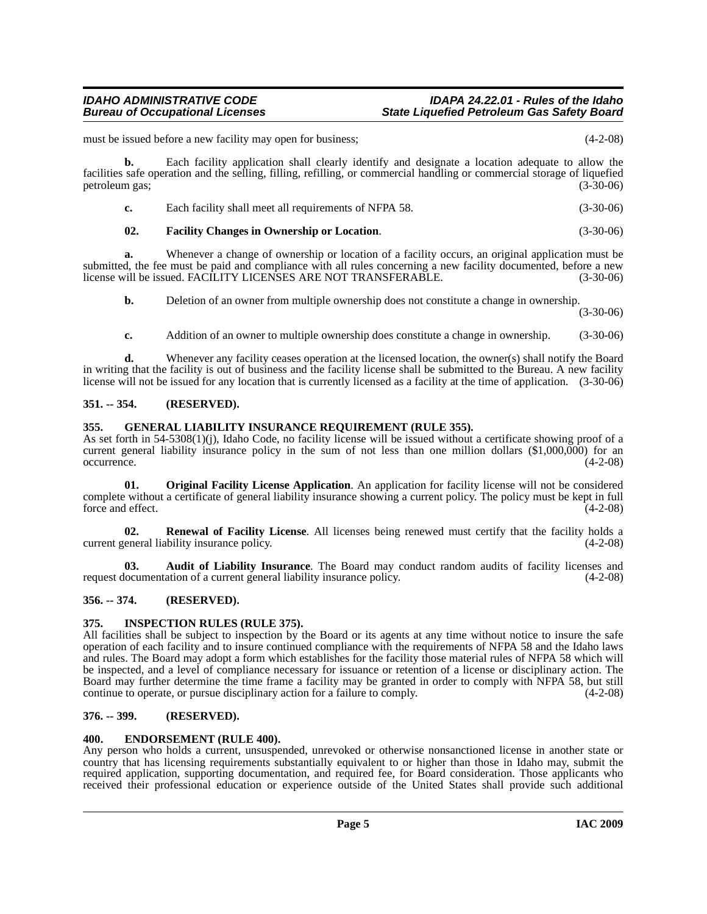must be issued before a new facility may open for business; (4-2-08)

**b.** Each facility application shall clearly identify and designate a location adequate to allow the facilities safe operation and the selling, filling, refilling, or commercial handling or commercial storage of liquefied petroleum gas; (3-30-06)

**c.** Each facility shall meet all requirements of NFPA 58. (3-30-06)

**02. Facility Changes in Ownership or Location**. (3-30-06)

**a.** Whenever a change of ownership or location of a facility occurs, an original application must be submitted, the fee must be paid and compliance with all rules concerning a new facility documented, before a new license will be issued. FACILITY LICENSES ARE NOT TRANSFERABLE. (3-30-06)

**b.** Deletion of an owner from multiple ownership does not constitute a change in ownership. (3-30-06)

**c.** Addition of an owner to multiple ownership does constitute a change in ownership. (3-30-06)

**d.** Whenever any facility ceases operation at the licensed location, the owner(s) shall notify the Board in writing that the facility is out of business and the facility license shall be submitted to the Bureau. A new facility license will not be issued for any location that is currently licensed as a facility at the time of application. (3-30-06)

### 351. -- 354. (RESERVED).

### 355. GENERAL LIABILITY INSURANCE REQUIREMENT (RULE 355).

As set forth in 54-5308(1)(j), Idaho Code, no facility license will be issued without a certificate showing proof of a current general liability insurance policy in the sum of not less than one million dollars ($1,000,000) for an occurrence. (4-2-08)

**01. Original Facility License Application**. An application for facility license will not be considered complete without a certificate of general liability insurance showing a current policy. The policy must be kept in full force and effect. (4-2-08)

**02. Renewal of Facility License**. All licenses being renewed must certify that the facility holds a current general liability insurance policy. (4-2-08)

**03. Audit of Liability Insurance**. The Board may conduct random audits of facility licenses and request documentation of a current general liability insurance policy. (4-2-08)

### 356. -- 374. (RESERVED).

### 375. INSPECTION RULES (RULE 375).

All facilities shall be subject to inspection by the Board or its agents at any time without notice to insure the safe operation of each facility and to insure continued compliance with the requirements of NFPA 58 and the Idaho laws and rules. The Board may adopt a form which establishes for the facility those material rules of NFPA 58 which will be inspected, and a level of compliance necessary for issuance or retention of a license or disciplinary action. The Board may further determine the time frame a facility may be granted in order to comply with NFPA 58, but still continue to operate, or pursue disciplinary action for a failure to comply. (4-2-08)

### 376. -- 399. (RESERVED).

### 400. ENDORSEMENT (RULE 400).

Any person who holds a current, unsuspended, unrevoked or otherwise nonsanctioned license in another state or country that has licensing requirements substantially equivalent to or higher than those in Idaho may, submit the required application, supporting documentation, and required fee, for Board consideration. Those applicants who received their professional education or experience outside of the United States shall provide such additional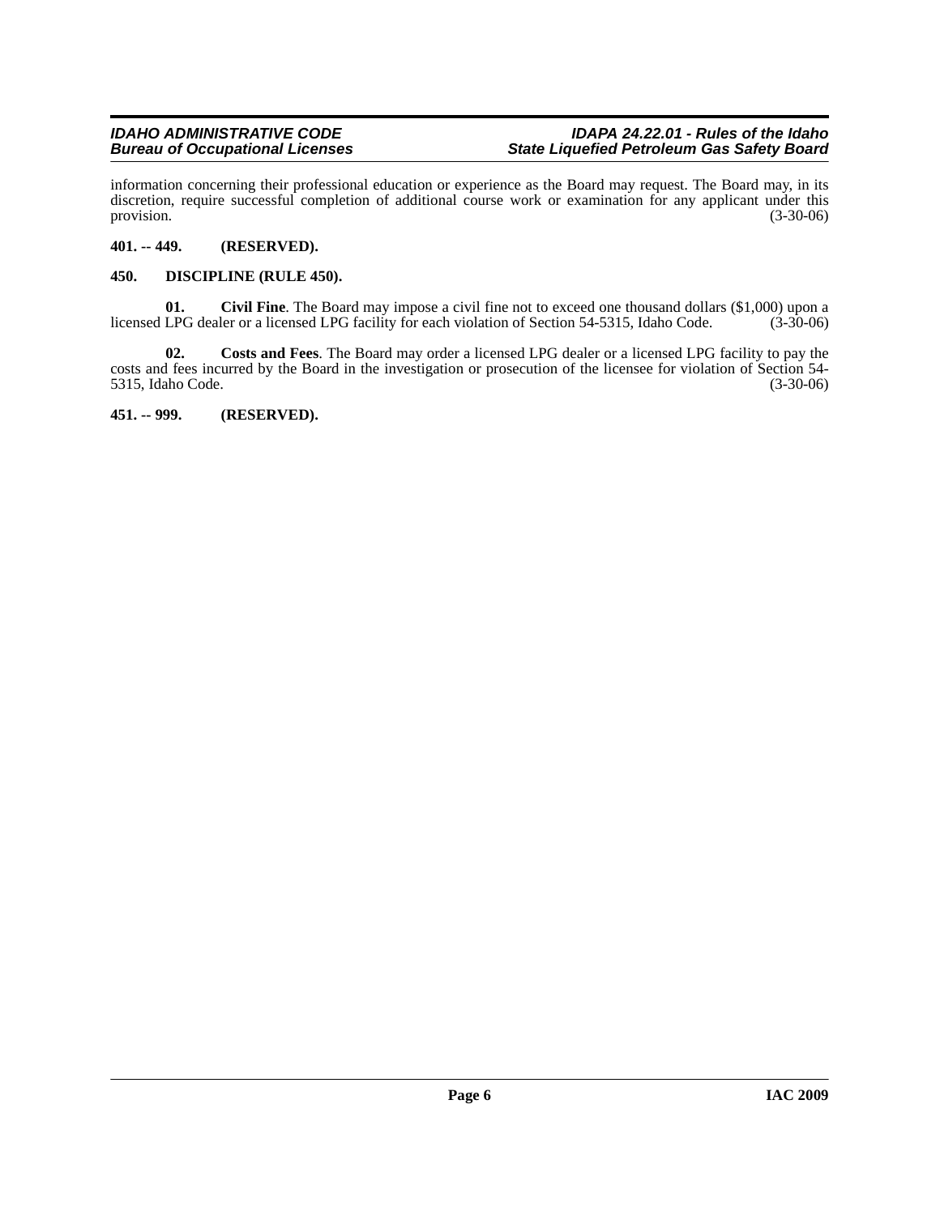information concerning their professional education or experience as the Board may request. The Board may, in its discretion, require successful completion of additional course work or examination for any applicant under this provision. (3-30-06)

## 401. -- 449. (RESERVED).

## 450. DISCIPLINE (RULE 450).

**01. Civil Fine**. The Board may impose a civil fine not to exceed one thousand dollars ($1,000) upon a licensed LPG dealer or a licensed LPG facility for each violation of Section 54-5315, Idaho Code. (3-30-06)

**02. Costs and Fees**. The Board may order a licensed LPG dealer or a licensed LPG facility to pay the costs and fees incurred by the Board in the investigation or prosecution of the licensee for violation of Section 54-5315, Idaho Code. (3-30-06)

## 451. -- 999. (RESERVED).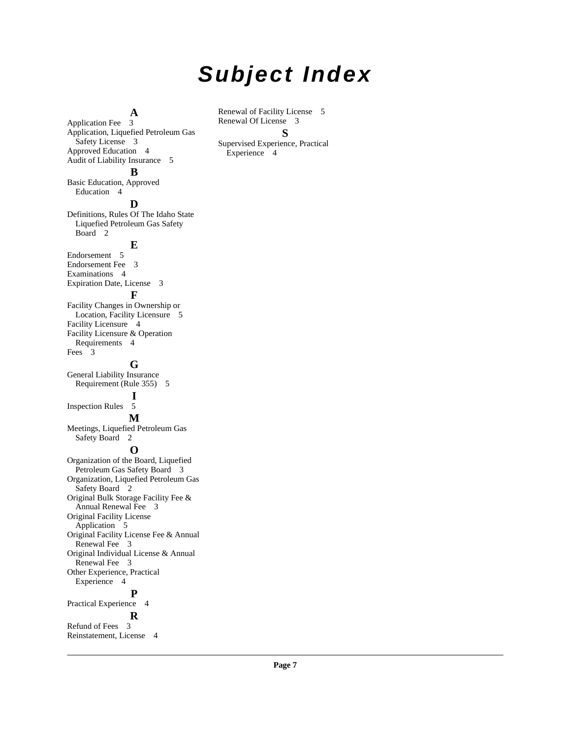# Subject Index

**A**

Application Fee 3
Application, Liquefied Petroleum Gas Safety License 3
Approved Education 4
Audit of Liability Insurance 5

**B**

Basic Education, Approved Education 4

**D**

Definitions, Rules Of The Idaho State Liquefied Petroleum Gas Safety Board 2

**E**

Endorsement 5
Endorsement Fee 3
Examinations 4
Expiration Date, License 3

**F**

Facility Changes in Ownership or Location, Facility Licensure 5
Facility Licensure 4
Facility Licensure & Operation Requirements 4
Fees 3

**G**

General Liability Insurance Requirement (Rule 355) 5

**I**

Inspection Rules 5

**M**

Meetings, Liquefied Petroleum Gas Safety Board 2

**O**

Organization of the Board, Liquefied Petroleum Gas Safety Board 3
Organization, Liquefied Petroleum Gas Safety Board 2
Original Bulk Storage Facility Fee & Annual Renewal Fee 3
Original Facility License Application 5
Original Facility License Fee & Annual Renewal Fee 3
Original Individual License & Annual Renewal Fee 3
Other Experience, Practical Experience 4

**P**

Practical Experience 4

**R**

Refund of Fees 3
Reinstatement, License 4
Renewal of Facility License 5
Renewal Of License 3

**S**

Supervised Experience, Practical Experience 4